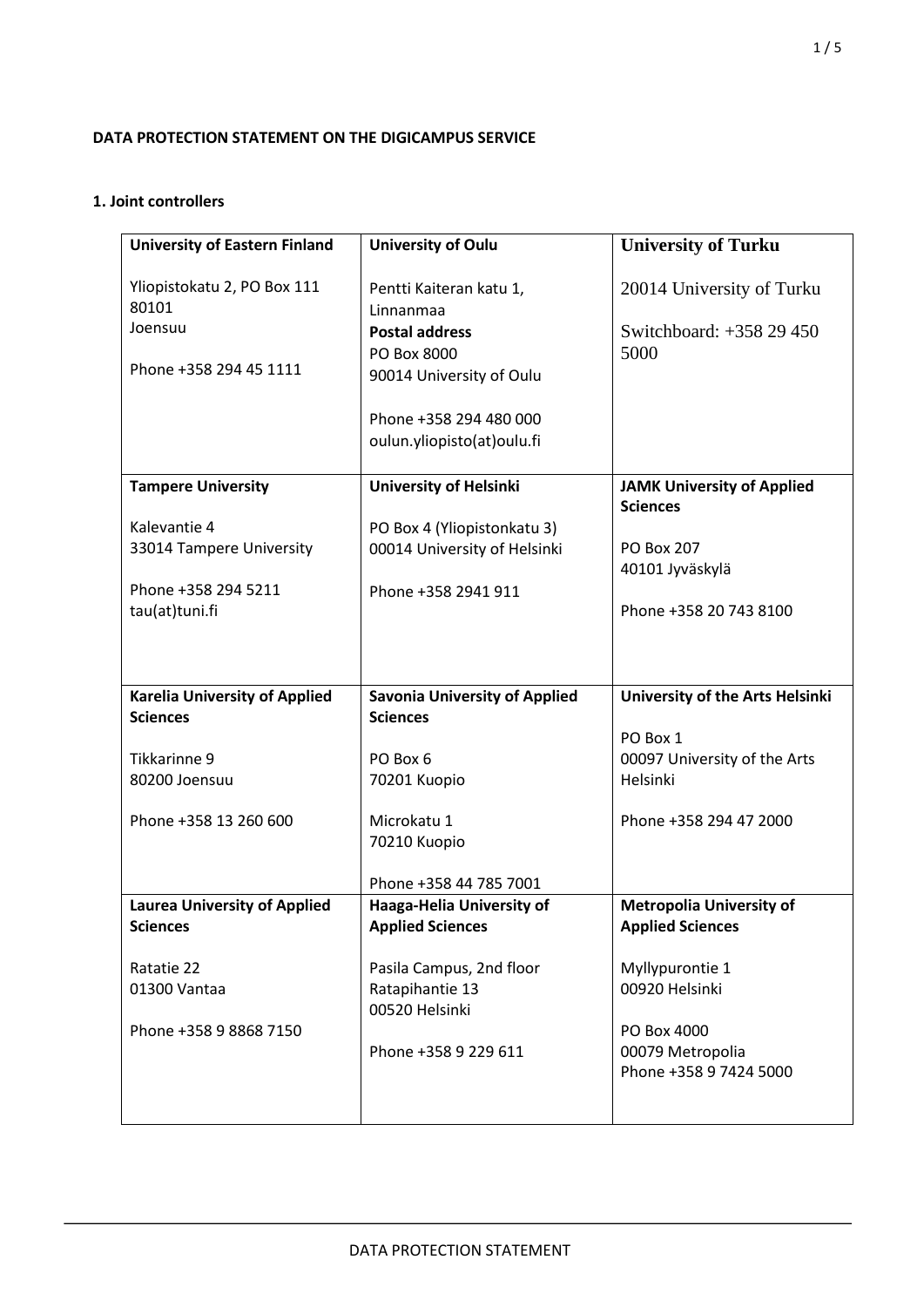**DATA PROTECTION STATEMENT ON THE DIGICAMPUS SERVICE**

**1. Joint controllers**

| | | |
|---|---|---|
| **University of Eastern Finland**<br><br>Yliopistokatu 2, PO Box 111 80101<br>Joensuu<br><br>Phone +358 294 45 1111 | **University of Oulu**<br><br>Pentti Kaiteran katu 1, Linnanmaa<br>**Postal address**<br>PO Box 8000<br>90014 University of Oulu<br><br>Phone +358 294 480 000<br>oulun.yliopisto(at)oulu.fi | **University of Turku**<br><br>20014 University of Turku<br><br>Switchboard: +358 29 450 5000 |
| **Tampere University**<br><br>Kalevantie 4<br>33014 Tampere University<br><br>Phone +358 294 5211<br>tau(at)tuni.fi | **University of Helsinki**<br><br>PO Box 4 (Yliopistonkatu 3)<br>00014 University of Helsinki<br><br>Phone +358 2941 911 | **JAMK University of Applied Sciences**<br><br>PO Box 207<br>40101 Jyväskylä<br><br>Phone +358 20 743 8100 |
| **Karelia University of Applied Sciences**<br><br>Tikkarinne 9<br>80200 Joensuu<br><br>Phone +358 13 260 600 | **Savonia University of Applied Sciences**<br><br>PO Box 6<br>70201 Kuopio<br><br>Microkatu 1<br>70210 Kuopio<br><br>Phone +358 44 785 7001 | **University of the Arts Helsinki**<br><br>PO Box 1<br>00097 University of the Arts Helsinki<br><br>Phone +358 294 47 2000 |
| **Laurea University of Applied Sciences**<br><br>Ratatie 22<br>01300 Vantaa<br><br>Phone +358 9 8868 7150 | **Haaga-Helia University of Applied Sciences**<br><br>Pasila Campus, 2nd floor<br>Ratapihantie 13<br>00520 Helsinki<br><br>Phone +358 9 229 611 | **Metropolia University of Applied Sciences**<br><br>Myllypurontie 1<br>00920 Helsinki<br><br>PO Box 4000<br>00079 Metropolia<br>Phone +358 9 7424 5000 |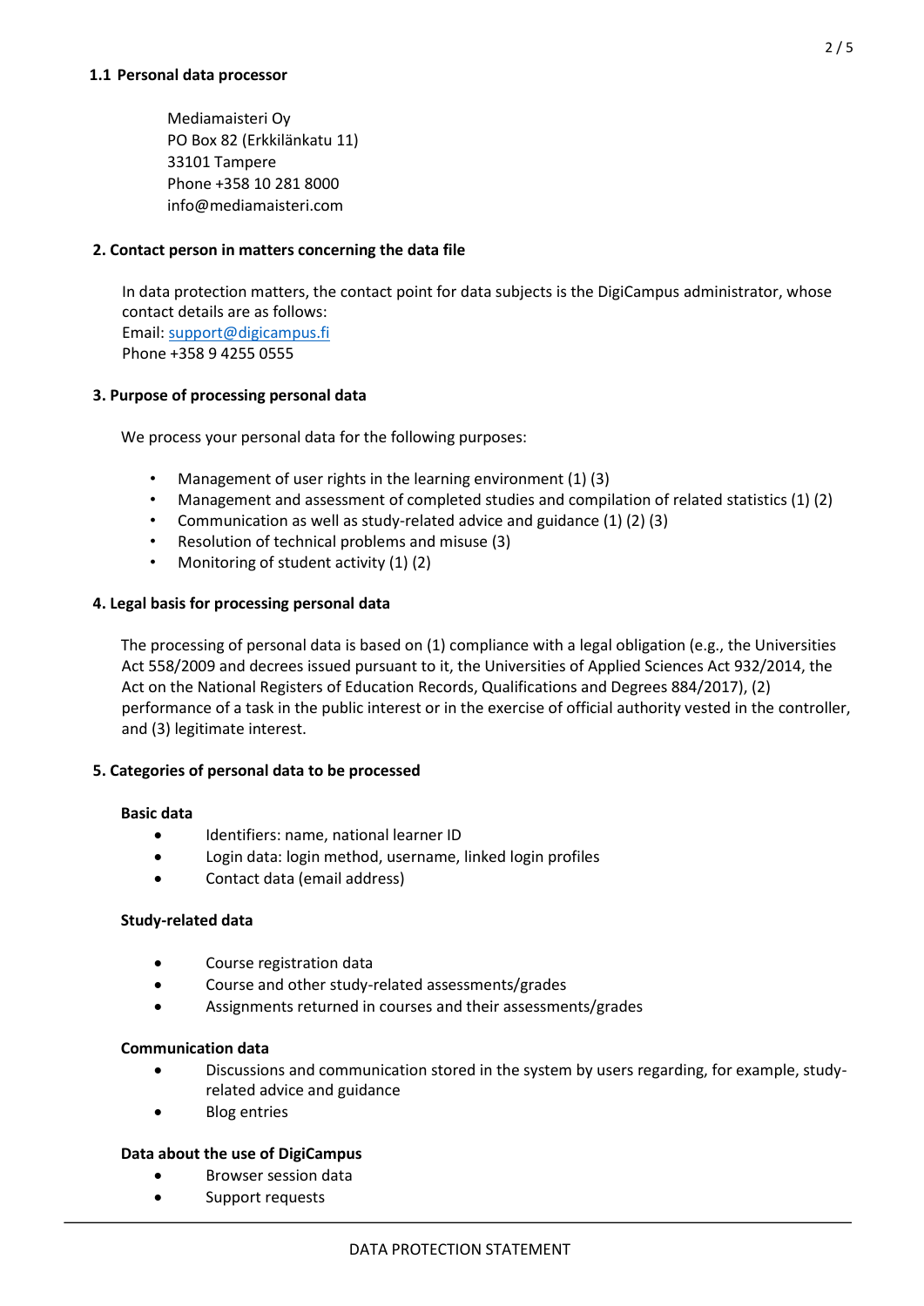### 1.1 Personal data processor

Mediamaisteri Oy
PO Box 82 (Erkkilänkatu 11)
33101 Tampere
Phone +358 10 281 8000
info@mediamaisteri.com

## 2. Contact person in matters concerning the data file

In data protection matters, the contact point for data subjects is the DigiCampus administrator, whose contact details are as follows:
Email: support@digicampus.fi
Phone +358 9 4255 0555

## 3. Purpose of processing personal data

We process your personal data for the following purposes:

- Management of user rights in the learning environment (1) (3)
- Management and assessment of completed studies and compilation of related statistics (1) (2)
- Communication as well as study-related advice and guidance (1) (2) (3)
- Resolution of technical problems and misuse (3)
- Monitoring of student activity (1) (2)

## 4. Legal basis for processing personal data

The processing of personal data is based on (1) compliance with a legal obligation (e.g., the Universities Act 558/2009 and decrees issued pursuant to it, the Universities of Applied Sciences Act 932/2014, the Act on the National Registers of Education Records, Qualifications and Degrees 884/2017), (2) performance of a task in the public interest or in the exercise of official authority vested in the controller, and (3) legitimate interest.

## 5. Categories of personal data to be processed

**Basic data**

- Identifiers: name, national learner ID
- Login data: login method, username, linked login profiles
- Contact data (email address)

**Study-related data**

- Course registration data
- Course and other study-related assessments/grades
- Assignments returned in courses and their assessments/grades

**Communication data**

- Discussions and communication stored in the system by users regarding, for example, study-related advice and guidance
- Blog entries

**Data about the use of DigiCampus**

- Browser session data
- Support requests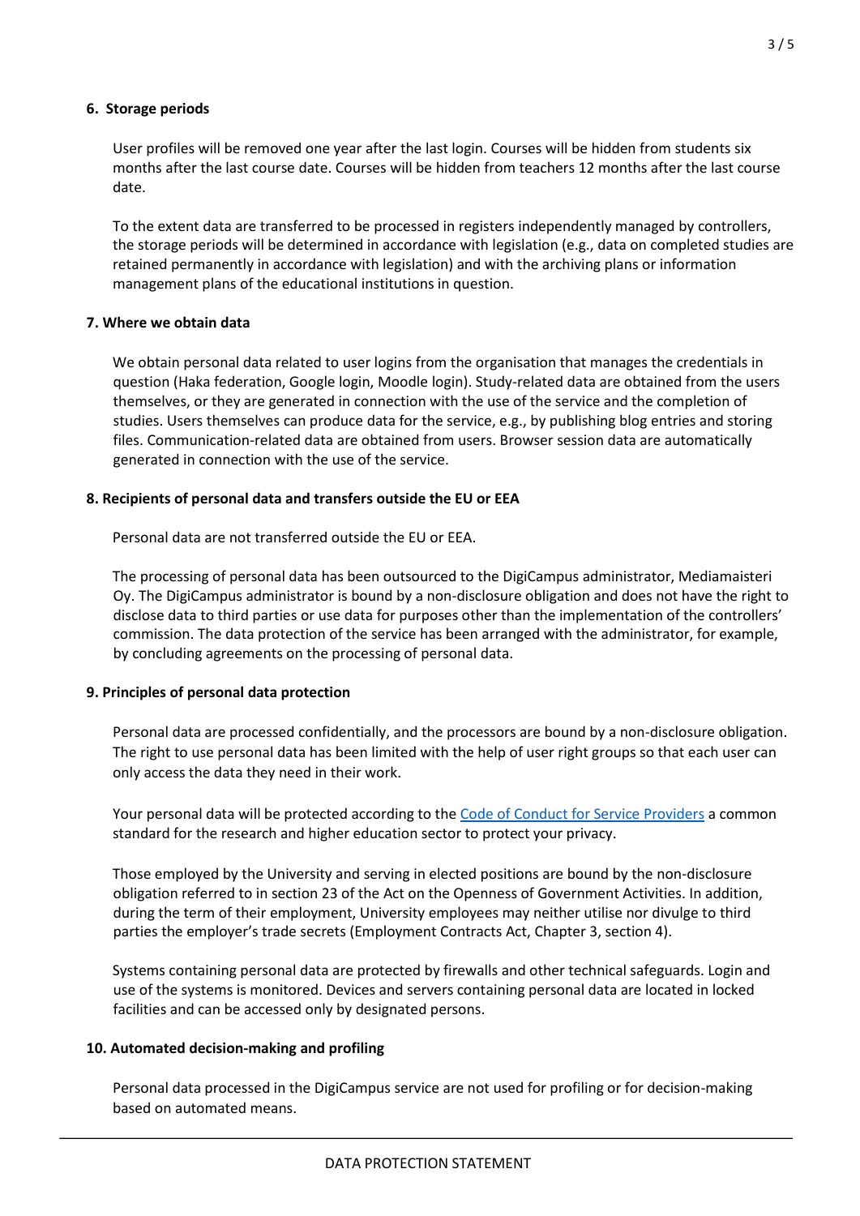### 6. Storage periods

User profiles will be removed one year after the last login. Courses will be hidden from students six months after the last course date. Courses will be hidden from teachers 12 months after the last course date.

To the extent data are transferred to be processed in registers independently managed by controllers, the storage periods will be determined in accordance with legislation (e.g., data on completed studies are retained permanently in accordance with legislation) and with the archiving plans or information management plans of the educational institutions in question.

### 7. Where we obtain data

We obtain personal data related to user logins from the organisation that manages the credentials in question (Haka federation, Google login, Moodle login). Study-related data are obtained from the users themselves, or they are generated in connection with the use of the service and the completion of studies. Users themselves can produce data for the service, e.g., by publishing blog entries and storing files. Communication-related data are obtained from users. Browser session data are automatically generated in connection with the use of the service.

### 8. Recipients of personal data and transfers outside the EU or EEA

Personal data are not transferred outside the EU or EEA.

The processing of personal data has been outsourced to the DigiCampus administrator, Mediamaisteri Oy. The DigiCampus administrator is bound by a non-disclosure obligation and does not have the right to disclose data to third parties or use data for purposes other than the implementation of the controllers' commission. The data protection of the service has been arranged with the administrator, for example, by concluding agreements on the processing of personal data.

### 9. Principles of personal data protection

Personal data are processed confidentially, and the processors are bound by a non-disclosure obligation. The right to use personal data has been limited with the help of user right groups so that each user can only access the data they need in their work.

Your personal data will be protected according to the Code of Conduct for Service Providers a common standard for the research and higher education sector to protect your privacy.

Those employed by the University and serving in elected positions are bound by the non-disclosure obligation referred to in section 23 of the Act on the Openness of Government Activities. In addition, during the term of their employment, University employees may neither utilise nor divulge to third parties the employer's trade secrets (Employment Contracts Act, Chapter 3, section 4).

Systems containing personal data are protected by firewalls and other technical safeguards. Login and use of the systems is monitored. Devices and servers containing personal data are located in locked facilities and can be accessed only by designated persons.

### 10. Automated decision-making and profiling

Personal data processed in the DigiCampus service are not used for profiling or for decision-making based on automated means.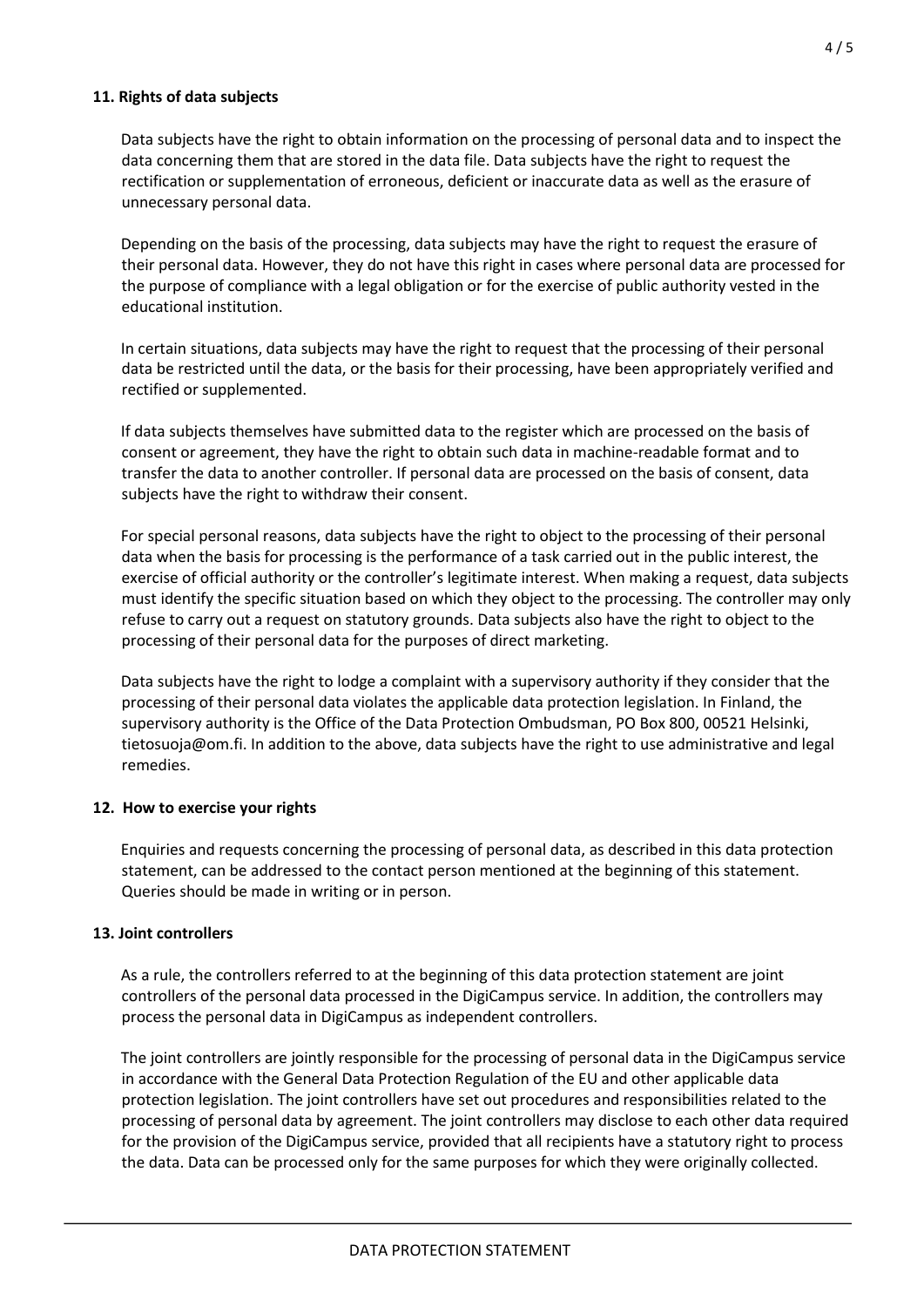## 11. Rights of data subjects

Data subjects have the right to obtain information on the processing of personal data and to inspect the data concerning them that are stored in the data file. Data subjects have the right to request the rectification or supplementation of erroneous, deficient or inaccurate data as well as the erasure of unnecessary personal data.

Depending on the basis of the processing, data subjects may have the right to request the erasure of their personal data. However, they do not have this right in cases where personal data are processed for the purpose of compliance with a legal obligation or for the exercise of public authority vested in the educational institution.

In certain situations, data subjects may have the right to request that the processing of their personal data be restricted until the data, or the basis for their processing, have been appropriately verified and rectified or supplemented.

If data subjects themselves have submitted data to the register which are processed on the basis of consent or agreement, they have the right to obtain such data in machine-readable format and to transfer the data to another controller. If personal data are processed on the basis of consent, data subjects have the right to withdraw their consent.

For special personal reasons, data subjects have the right to object to the processing of their personal data when the basis for processing is the performance of a task carried out in the public interest, the exercise of official authority or the controller's legitimate interest. When making a request, data subjects must identify the specific situation based on which they object to the processing. The controller may only refuse to carry out a request on statutory grounds. Data subjects also have the right to object to the processing of their personal data for the purposes of direct marketing.

Data subjects have the right to lodge a complaint with a supervisory authority if they consider that the processing of their personal data violates the applicable data protection legislation. In Finland, the supervisory authority is the Office of the Data Protection Ombudsman, PO Box 800, 00521 Helsinki, tietosuoja@om.fi. In addition to the above, data subjects have the right to use administrative and legal remedies.

## 12. How to exercise your rights

Enquiries and requests concerning the processing of personal data, as described in this data protection statement, can be addressed to the contact person mentioned at the beginning of this statement. Queries should be made in writing or in person.

## 13. Joint controllers

As a rule, the controllers referred to at the beginning of this data protection statement are joint controllers of the personal data processed in the DigiCampus service. In addition, the controllers may process the personal data in DigiCampus as independent controllers.

The joint controllers are jointly responsible for the processing of personal data in the DigiCampus service in accordance with the General Data Protection Regulation of the EU and other applicable data protection legislation. The joint controllers have set out procedures and responsibilities related to the processing of personal data by agreement. The joint controllers may disclose to each other data required for the provision of the DigiCampus service, provided that all recipients have a statutory right to process the data. Data can be processed only for the same purposes for which they were originally collected.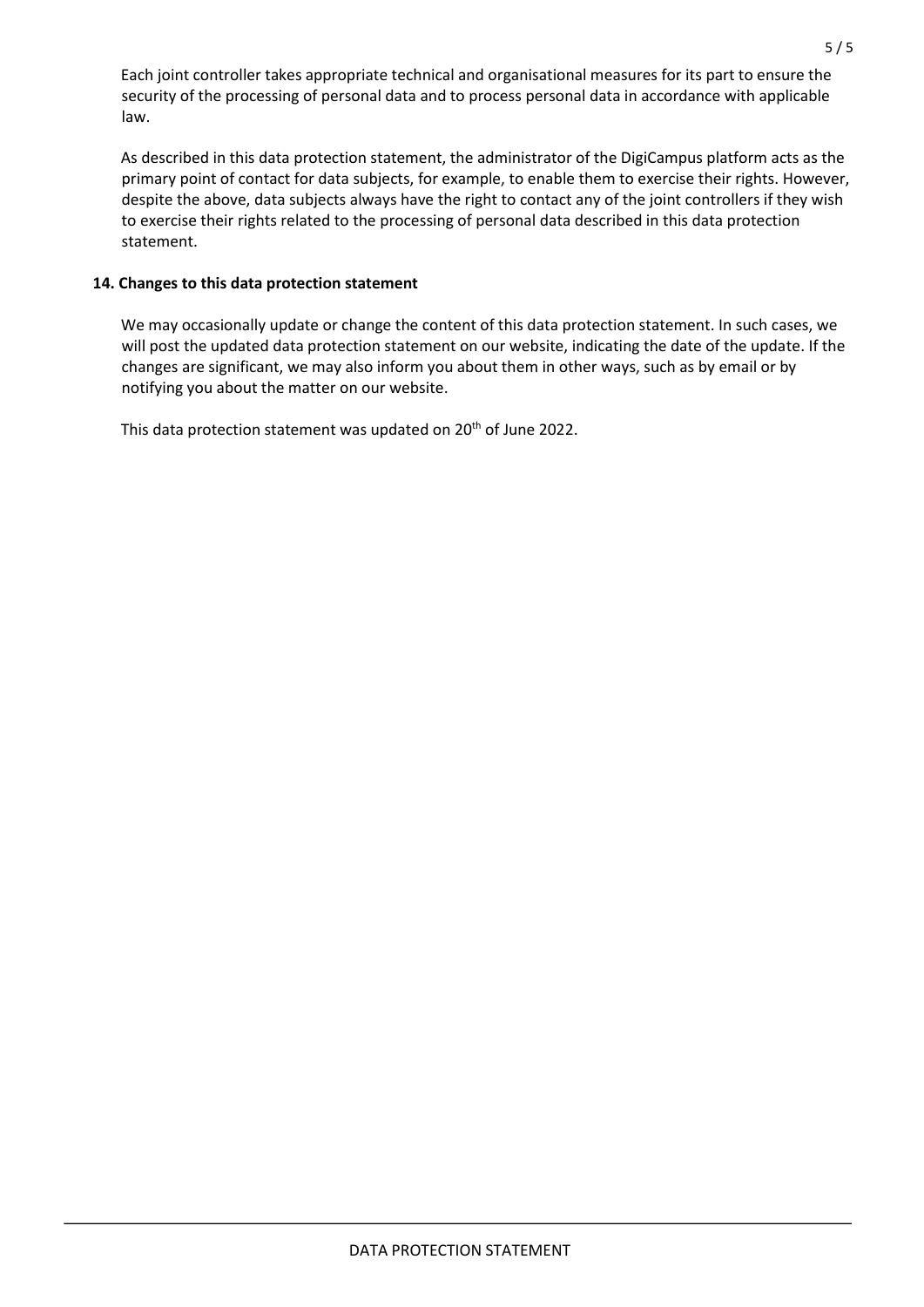Each joint controller takes appropriate technical and organisational measures for its part to ensure the security of the processing of personal data and to process personal data in accordance with applicable law.

As described in this data protection statement, the administrator of the DigiCampus platform acts as the primary point of contact for data subjects, for example, to enable them to exercise their rights. However, despite the above, data subjects always have the right to contact any of the joint controllers if they wish to exercise their rights related to the processing of personal data described in this data protection statement.

## 14. Changes to this data protection statement

We may occasionally update or change the content of this data protection statement. In such cases, we will post the updated data protection statement on our website, indicating the date of the update. If the changes are significant, we may also inform you about them in other ways, such as by email or by notifying you about the matter on our website.

This data protection statement was updated on 20th of June 2022.